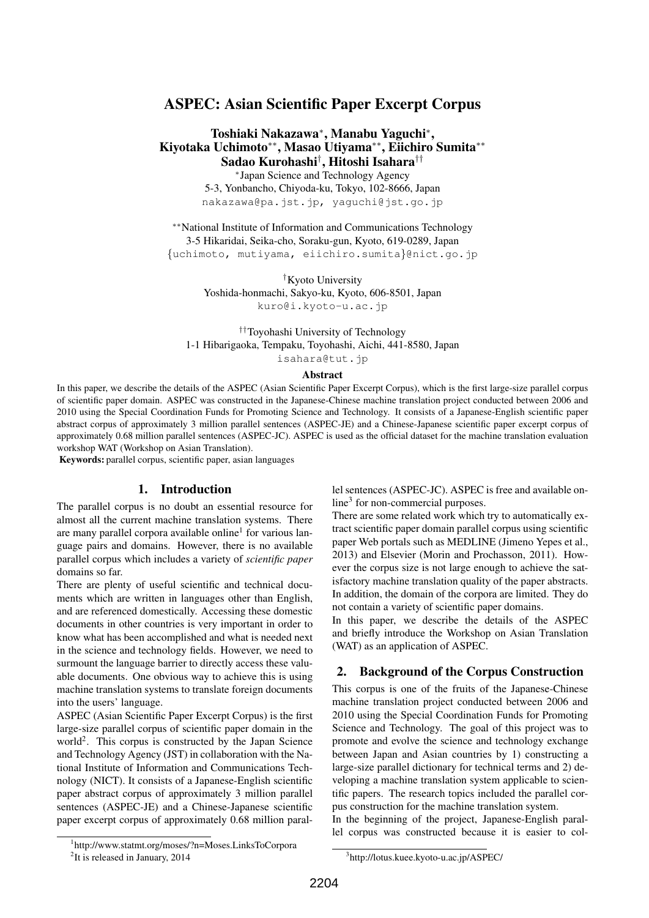# ASPEC: Asian Scientific Paper Excerpt Corpus

**Toshiaki Nakazawa[*], Manabu Yaguchi[*], Kiyotaka Uchimoto[**], Masao Utiyama[**], Eiichiro Sumita[**] Sadao Kurohashi[†], Hitoshi Isahara[††]**

[*]Japan Science and Technology Agency
5-3, Yonbancho, Chiyoda-ku, Tokyo, 102-8666, Japan
nakazawa@pa.jst.jp, yaguchi@jst.go.jp

[**]National Institute of Information and Communications Technology
3-5 Hikaridai, Seika-cho, Soraku-gun, Kyoto, 619-0289, Japan
{uchimoto, mutiyama, eiichiro.sumita}@nict.go.jp

[†]Kyoto University
Yoshida-honmachi, Sakyo-ku, Kyoto, 606-8501, Japan
kuro@i.kyoto-u.ac.jp

[††]Toyohashi University of Technology
1-1 Hibarigaoka, Tempaku, Toyohashi, Aichi, 441-8580, Japan
isahara@tut.jp

### Abstract

In this paper, we describe the details of the ASPEC (Asian Scientific Paper Excerpt Corpus), which is the first large-size parallel corpus of scientific paper domain. ASPEC was constructed in the Japanese-Chinese machine translation project conducted between 2006 and 2010 using the Special Coordination Funds for Promoting Science and Technology. It consists of a Japanese-English scientific paper abstract corpus of approximately 3 million parallel sentences (ASPEC-JE) and a Chinese-Japanese scientific paper excerpt corpus of approximately 0.68 million parallel sentences (ASPEC-JC). ASPEC is used as the official dataset for the machine translation evaluation workshop WAT (Workshop on Asian Translation).

**Keywords:** parallel corpus, scientific paper, asian languages

## 1. Introduction

The parallel corpus is no doubt an essential resource for almost all the current machine translation systems. There are many parallel corpora available online[1] for various language pairs and domains. However, there is no available parallel corpus which includes a variety of *scientific paper* domains so far.

There are plenty of useful scientific and technical documents which are written in languages other than English, and are referenced domestically. Accessing these domestic documents in other countries is very important in order to know what has been accomplished and what is needed next in the science and technology fields. However, we need to surmount the language barrier to directly access these valuable documents. One obvious way to achieve this is using machine translation systems to translate foreign documents into the users' language.

ASPEC (Asian Scientific Paper Excerpt Corpus) is the first large-size parallel corpus of scientific paper domain in the world[2]. This corpus is constructed by the Japan Science and Technology Agency (JST) in collaboration with the National Institute of Information and Communications Technology (NICT). It consists of a Japanese-English scientific paper abstract corpus of approximately 3 million parallel sentences (ASPEC-JE) and a Chinese-Japanese scientific paper excerpt corpus of approximately 0.68 million parallel sentences (ASPEC-JC). ASPEC is free and available online[3] for non-commercial purposes.

There are some related work which try to automatically extract scientific paper domain parallel corpus using scientific paper Web portals such as MEDLINE (Jimeno Yepes et al., 2013) and Elsevier (Morin and Prochasson, 2011). However the corpus size is not large enough to achieve the satisfactory machine translation quality of the paper abstracts. In addition, the domain of the corpora are limited. They do not contain a variety of scientific paper domains.

In this paper, we describe the details of the ASPEC and briefly introduce the Workshop on Asian Translation (WAT) as an application of ASPEC.

## 2. Background of the Corpus Construction

This corpus is one of the fruits of the Japanese-Chinese machine translation project conducted between 2006 and 2010 using the Special Coordination Funds for Promoting Science and Technology. The goal of this project was to promote and evolve the science and technology exchange between Japan and Asian countries by 1) constructing a large-size parallel dictionary for technical terms and 2) developing a machine translation system applicable to scientific papers. The research topics included the parallel corpus construction for the machine translation system.

In the beginning of the project, Japanese-English parallel corpus was constructed because it is easier to col-

[1]http://www.statmt.org/moses/?n=Moses.LinksToCorpora

[2]It is released in January, 2014

[3]http://lotus.kuee.kyoto-u.ac.jp/ASPEC/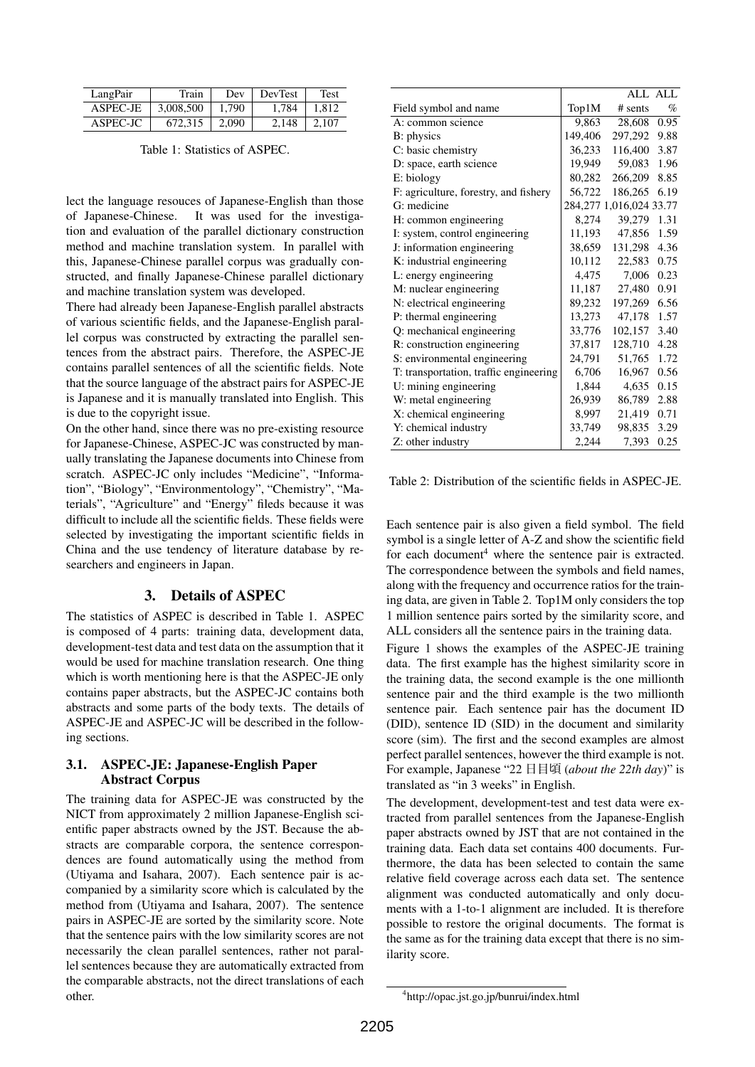| LangPair | Train | Dev | DevTest | Test |
|---|---|---|---|---|
| ASPEC-JE | 3,008,500 | 1,790 | 1,784 | 1,812 |
| ASPEC-JC | 672,315 | 2,090 | 2,148 | 2,107 |

Table 1: Statistics of ASPEC.

lect the language resouces of Japanese-English than those of Japanese-Chinese. It was used for the investigation and evaluation of the parallel dictionary construction method and machine translation system. In parallel with this, Japanese-Chinese parallel corpus was gradually constructed, and finally Japanese-Chinese parallel dictionary and machine translation system was developed.

There had already been Japanese-English parallel abstracts of various scientific fields, and the Japanese-English parallel corpus was constructed by extracting the parallel sentences from the abstract pairs. Therefore, the ASPEC-JE contains parallel sentences of all the scientific fields. Note that the source language of the abstract pairs for ASPEC-JE is Japanese and it is manually translated into English. This is due to the copyright issue.

On the other hand, since there was no pre-existing resource for Japanese-Chinese, ASPEC-JC was constructed by manually translating the Japanese documents into Chinese from scratch. ASPEC-JC only includes "Medicine", "Information", "Biology", "Environmentology", "Chemistry", "Materials", "Agriculture" and "Energy" fileds because it was difficult to include all the scientific fields. These fields were selected by investigating the important scientific fields in China and the use tendency of literature database by researchers and engineers in Japan.

## 3. Details of ASPEC

The statistics of ASPEC is described in Table 1. ASPEC is composed of 4 parts: training data, development data, development-test data and test data on the assumption that it would be used for machine translation research. One thing which is worth mentioning here is that the ASPEC-JE only contains paper abstracts, but the ASPEC-JC contains both abstracts and some parts of the body texts. The details of ASPEC-JE and ASPEC-JC will be described in the following sections.

### 3.1. ASPEC-JE: Japanese-English Paper Abstract Corpus

The training data for ASPEC-JE was constructed by the NICT from approximately 2 million Japanese-English scientific paper abstracts owned by the JST. Because the abstracts are comparable corpora, the sentence correspondences are found automatically using the method from (Utiyama and Isahara, 2007). Each sentence pair is accompanied by a similarity score which is calculated by the method from (Utiyama and Isahara, 2007). The sentence pairs in ASPEC-JE are sorted by the similarity score. Note that the sentence pairs with the low similarity scores are not necessarily the clean parallel sentences, rather not parallel sentences because they are automatically extracted from the comparable abstracts, not the direct translations of each other.

| Field symbol and name | Top1M | ALL # sents | ALL % |
|---|---|---|---|
| A: common science | 9,863 | 28,608 | 0.95 |
| B: physics | 149,406 | 297,292 | 9.88 |
| C: basic chemistry | 36,233 | 116,400 | 3.87 |
| D: space, earth science | 19,949 | 59,083 | 1.96 |
| E: biology | 80,282 | 266,209 | 8.85 |
| F: agriculture, forestry, and fishery | 56,722 | 186,265 | 6.19 |
| G: medicine | 284,277 | 1,016,024 | 33.77 |
| H: common engineering | 8,274 | 39,279 | 1.31 |
| I: system, control engineering | 11,193 | 47,856 | 1.59 |
| J: information engineering | 38,659 | 131,298 | 4.36 |
| K: industrial engineering | 10,112 | 22,583 | 0.75 |
| L: energy engineering | 4,475 | 7,006 | 0.23 |
| M: nuclear engineering | 11,187 | 27,480 | 0.91 |
| N: electrical engineering | 89,232 | 197,269 | 6.56 |
| P: thermal engineering | 13,273 | 47,178 | 1.57 |
| Q: mechanical engineering | 33,776 | 102,157 | 3.40 |
| R: construction engineering | 37,817 | 128,710 | 4.28 |
| S: environmental engineering | 24,791 | 51,765 | 1.72 |
| T: transportation, traffic engineering | 6,706 | 16,967 | 0.56 |
| U: mining engineering | 1,844 | 4,635 | 0.15 |
| W: metal engineering | 26,939 | 86,789 | 2.88 |
| X: chemical engineering | 8,997 | 21,419 | 0.71 |
| Y: chemical industry | 33,749 | 98,835 | 3.29 |
| Z: other industry | 2,244 | 7,393 | 0.25 |

Table 2: Distribution of the scientific fields in ASPEC-JE.

Each sentence pair is also given a field symbol. The field symbol is a single letter of A-Z and show the scientific field for each document[4] where the sentence pair is extracted. The correspondence between the symbols and field names, along with the frequency and occurrence ratios for the training data, are given in Table 2. Top1M only considers the top 1 million sentence pairs sorted by the similarity score, and ALL considers all the sentence pairs in the training data.

Figure 1 shows the examples of the ASPEC-JE training data. The first example has the highest similarity score in the training data, the second example is the one millionth sentence pair and the third example is the two millionth sentence pair. Each sentence pair has the document ID (DID), sentence ID (SID) in the document and similarity score (sim). The first and the second examples are almost perfect parallel sentences, however the third example is not. For example, Japanese "22 日目頃 (*about the 22th day*)" is translated as "in 3 weeks" in English.

The development, development-test and test data were extracted from parallel sentences from the Japanese-English paper abstracts owned by JST that are not contained in the training data. Each data set contains 400 documents. Furthermore, the data has been selected to contain the same relative field coverage across each data set. The sentence alignment was conducted automatically and only documents with a 1-to-1 alignment are included. It is therefore possible to restore the original documents. The format is the same as for the training data except that there is no similarity score.

[4] http://opac.jst.go.jp/bunrui/index.html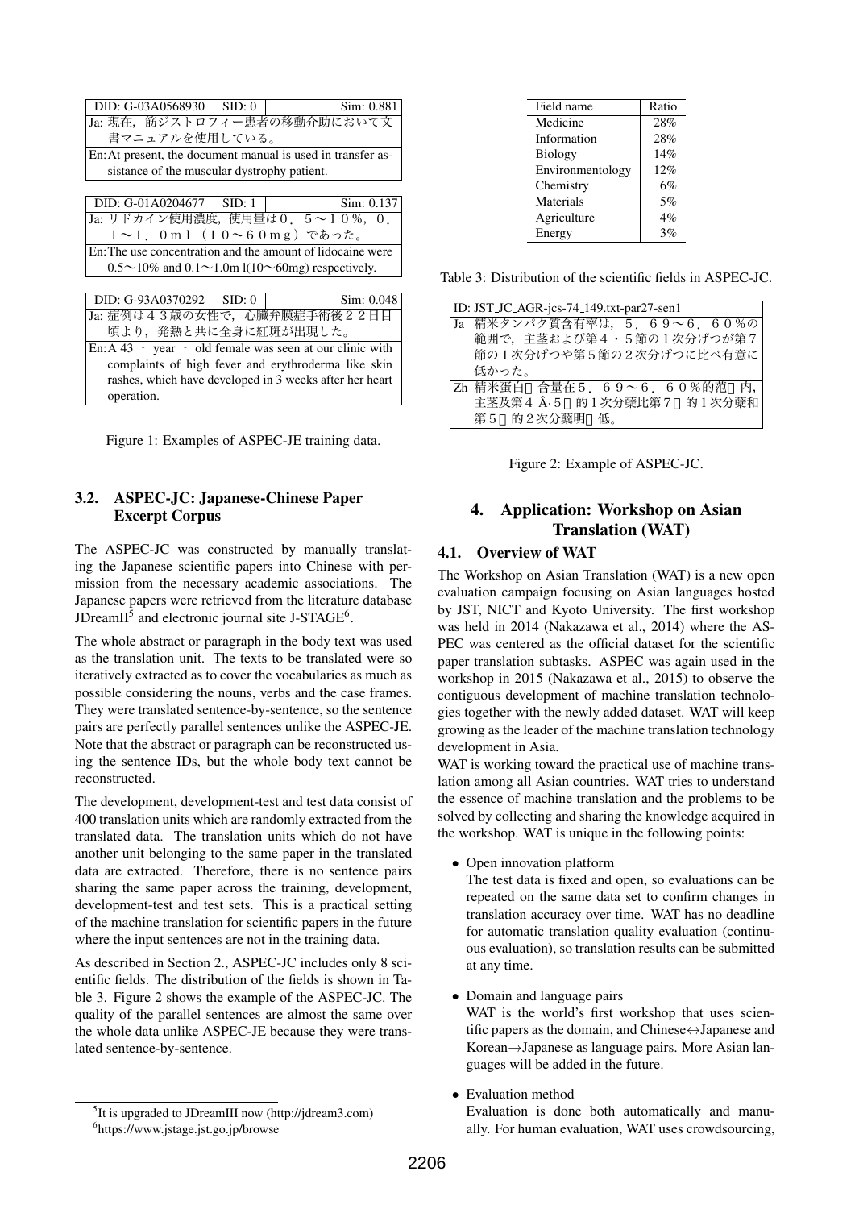| DID: G-03A0568930 | SID: 0 | Sim: 0.881 |
|---|---|---|
| Ja: 現在，筋ジストロフィー患者の移動介助において文書マニュアルを使用している。 | | |
| En: At present, the document manual is used in transfer assistance of the muscular dystrophy patient. | | |

| DID: G-01A0204677 | SID: 1 | Sim: 0.137 |
|---|---|---|
| Ja: リドカイン使用濃度，使用量は０．５～１０％，０．１～１．０ｍｌ（１０～６０ｍｇ）であった。 | | |
| En: The use concentration and the amount of lidocaine were 0.5～10% and 0.1～1.0m l(10～60mg) respectively. | | |

| DID: G-93A0370292 | SID: 0 | Sim: 0.048 |
|---|---|---|
| Ja: 症例は４３歳の女性で，心臓弁膜症手術後２２日目頃より，発熱と共に全身に紅斑が出現した。 | | |
| En: A 43 ‐ year ‐ old female was seen at our clinic with complaints of high fever and erythroderma like skin rashes, which have developed in 3 weeks after her heart operation. | | |

Figure 1: Examples of ASPEC-JE training data.

### 3.2. ASPEC-JC: Japanese-Chinese Paper Excerpt Corpus

The ASPEC-JC was constructed by manually translating the Japanese scientific papers into Chinese with permission from the necessary academic associations. The Japanese papers were retrieved from the literature database JDreamII[5] and electronic journal site J-STAGE[6].

The whole abstract or paragraph in the body text was used as the translation unit. The texts to be translated were so iteratively extracted as to cover the vocabularies as much as possible considering the nouns, verbs and the case frames. They were translated sentence-by-sentence, so the sentence pairs are perfectly parallel sentences unlike the ASPEC-JE. Note that the abstract or paragraph can be reconstructed using the sentence IDs, but the whole body text cannot be reconstructed.

The development, development-test and test data consist of 400 translation units which are randomly extracted from the translated data. The translation units which do not have another unit belonging to the same paper in the translated data are extracted. Therefore, there is no sentence pairs sharing the same paper across the training, development, development-test and test sets. This is a practical setting of the machine translation for scientific papers in the future where the input sentences are not in the training data.

As described in Section 2., ASPEC-JC includes only 8 scientific fields. The distribution of the fields is shown in Table 3. Figure 2 shows the example of the ASPEC-JC. The quality of the parallel sentences are almost the same over the whole data unlike ASPEC-JE because they were translated sentence-by-sentence.

[5] It is upgraded to JDreamIII now (http://jdream3.com)
[6] https://www.jstage.jst.go.jp/browse

| Field name | Ratio |
|---|---|
| Medicine | 28% |
| Information | 28% |
| Biology | 14% |
| Environmentology | 12% |
| Chemistry | 6% |
| Materials | 5% |
| Agriculture | 4% |
| Energy | 3% |

Table 3: Distribution of the scientific fields in ASPEC-JC.

| ID: JST_JC_AGR-jcs-74_149.txt-par27-sen1 |
|---|
| Ja 精米タンパク質含有率は，５．６９～６．６０％の範囲で，主茎および第４・５節の１次分げつが第７節の１次分げつや第５節の２次分げつに比べ有意に低かった。 |
| Zh 精米蛋白 含量在５．６９～６．６０％的范 内，主茎及第４ Â·５ 的１次分蘖比第７ 的１次分蘖和第５ 的２次分蘖明 低。 |

Figure 2: Example of ASPEC-JC.

## 4. Application: Workshop on Asian Translation (WAT)

### 4.1. Overview of WAT

The Workshop on Asian Translation (WAT) is a new open evaluation campaign focusing on Asian languages hosted by JST, NICT and Kyoto University. The first workshop was held in 2014 (Nakazawa et al., 2014) where the ASPEC was centered as the official dataset for the scientific paper translation subtasks. ASPEC was again used in the workshop in 2015 (Nakazawa et al., 2015) to observe the contiguous development of machine translation technologies together with the newly added dataset. WAT will keep growing as the leader of the machine translation technology development in Asia.

WAT is working toward the practical use of machine translation among all Asian countries. WAT tries to understand the essence of machine translation and the problems to be solved by collecting and sharing the knowledge acquired in the workshop. WAT is unique in the following points:

- Open innovation platform
  The test data is fixed and open, so evaluations can be repeated on the same data set to confirm changes in translation accuracy over time. WAT has no deadline for automatic translation quality evaluation (continuous evaluation), so translation results can be submitted at any time.

- Domain and language pairs
  WAT is the world's first workshop that uses scientific papers as the domain, and Chinese↔Japanese and Korean→Japanese as language pairs. More Asian languages will be added in the future.

- Evaluation method
  Evaluation is done both automatically and manually. For human evaluation, WAT uses crowdsourcing,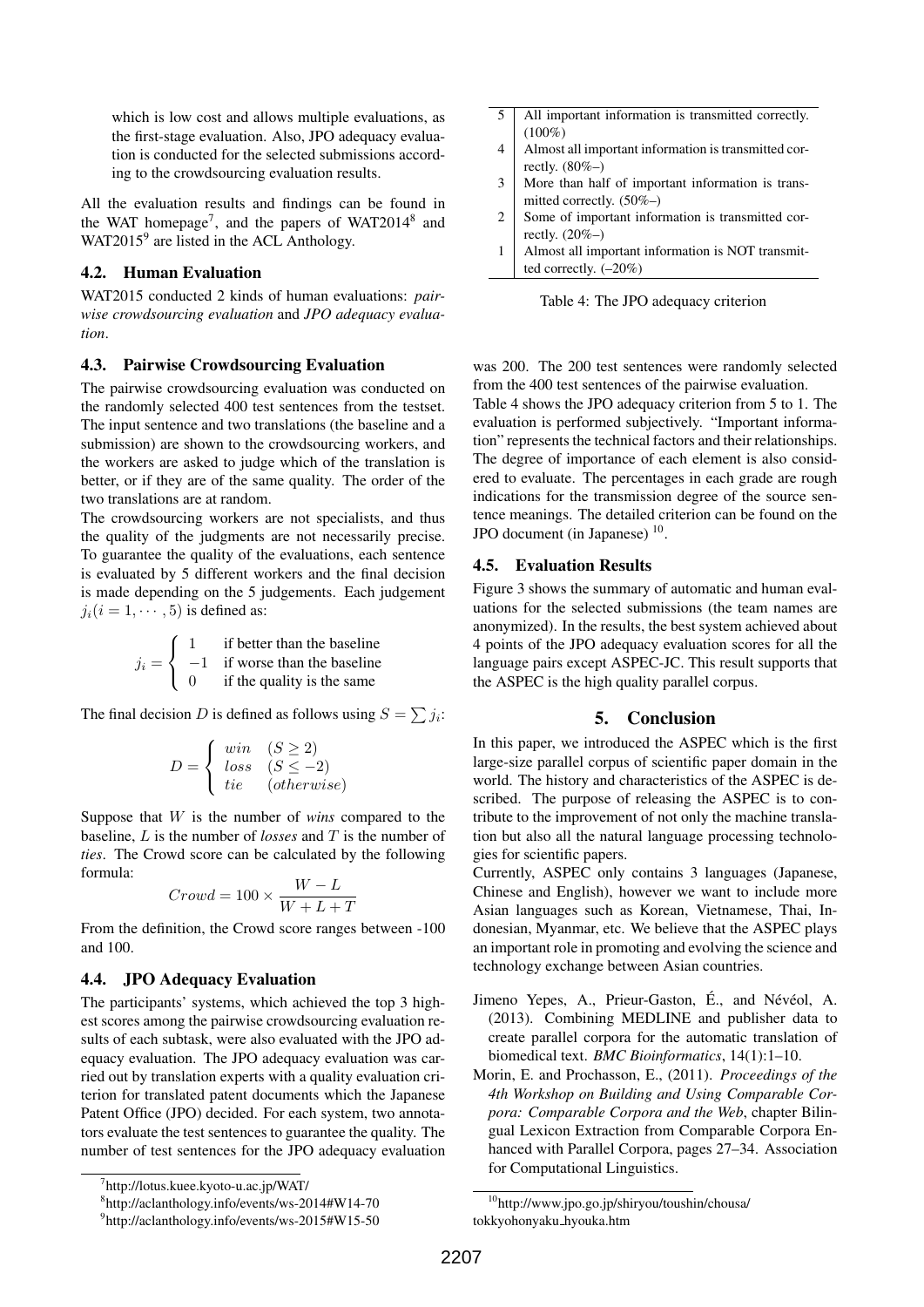which is low cost and allows multiple evaluations, as the first-stage evaluation. Also, JPO adequacy evaluation is conducted for the selected submissions according to the crowdsourcing evaluation results.

All the evaluation results and findings can be found in the WAT homepage[7], and the papers of WAT2014[8] and WAT2015[9] are listed in the ACL Anthology.

### 4.2. Human Evaluation

WAT2015 conducted 2 kinds of human evaluations: *pairwise crowdsourcing evaluation* and *JPO adequacy evaluation*.

### 4.3. Pairwise Crowdsourcing Evaluation

The pairwise crowdsourcing evaluation was conducted on the randomly selected 400 test sentences from the testset. The input sentence and two translations (the baseline and a submission) are shown to the crowdsourcing workers, and the workers are asked to judge which of the translation is better, or if they are of the same quality. The order of the two translations are at random.

The crowdsourcing workers are not specialists, and thus the quality of the judgments are not necessarily precise. To guarantee the quality of the evaluations, each sentence is evaluated by 5 different workers and the final decision is made depending on the 5 judgements. Each judgement $j_i (i = 1, \cdots, 5)$ is defined as:

$$j_i = \begin{cases} 1 & \text{if better than the baseline} \\ -1 & \text{if worse than the baseline} \\ 0 & \text{if the quality is the same} \end{cases}$$

The final decision $D$ is defined as follows using $S = \sum j_i$:

$$D = \begin{cases} win & (S \geq 2) \\ loss & (S \leq -2) \\ tie & (otherwise) \end{cases}$$

Suppose that $W$ is the number of *wins* compared to the baseline, $L$ is the number of *losses* and $T$ is the number of *ties*. The Crowd score can be calculated by the following formula:

$$Crowd = 100 \times \frac{W - L}{W + L + T}$$

From the definition, the Crowd score ranges between -100 and 100.

### 4.4. JPO Adequacy Evaluation

The participants' systems, which achieved the top 3 highest scores among the pairwise crowdsourcing evaluation results of each subtask, were also evaluated with the JPO adequacy evaluation. The JPO adequacy evaluation was carried out by translation experts with a quality evaluation criterion for translated patent documents which the Japanese Patent Office (JPO) decided. For each system, two annotators evaluate the test sentences to guarantee the quality. The number of test sentences for the JPO adequacy evaluation was 200. The 200 test sentences were randomly selected from the 400 test sentences of the pairwise evaluation.

| | |
|---|---|
| 5 | All important information is transmitted correctly. (100%) |
| 4 | Almost all important information is transmitted correctly. (80%–) |
| 3 | More than half of important information is transmitted correctly. (50%–) |
| 2 | Some of important information is transmitted correctly. (20%–) |
| 1 | Almost all important information is NOT transmitted correctly. (–20%) |

Table 4: The JPO adequacy criterion

Table 4 shows the JPO adequacy criterion from 5 to 1. The evaluation is performed subjectively. "Important information" represents the technical factors and their relationships. The degree of importance of each element is also considered to evaluate. The percentages in each grade are rough indications for the transmission degree of the source sentence meanings. The detailed criterion can be found on the JPO document (in Japanese) [10].

### 4.5. Evaluation Results

Figure 3 shows the summary of automatic and human evaluations for the selected submissions (the team names are anonymized). In the results, the best system achieved about 4 points of the JPO adequacy evaluation scores for all the language pairs except ASPEC-JC. This result supports that the ASPEC is the high quality parallel corpus.

## 5. Conclusion

In this paper, we introduced the ASPEC which is the first large-size parallel corpus of scientific paper domain in the world. The history and characteristics of the ASPEC is described. The purpose of releasing the ASPEC is to contribute to the improvement of not only the machine translation but also all the natural language processing technologies for scientific papers.

Currently, ASPEC only contains 3 languages (Japanese, Chinese and English), however we want to include more Asian languages such as Korean, Vietnamese, Thai, Indonesian, Myanmar, etc. We believe that the ASPEC plays an important role in promoting and evolving the science and technology exchange between Asian countries.

Jimeno Yepes, A., Prieur-Gaston, É., and Névéol, A. (2013). Combining MEDLINE and publisher data to create parallel corpora for the automatic translation of biomedical text. *BMC Bioinformatics*, 14(1):1–10.

Morin, E. and Prochasson, E., (2011). *Proceedings of the 4th Workshop on Building and Using Comparable Corpora: Comparable Corpora and the Web*, chapter Bilingual Lexicon Extraction from Comparable Corpora Enhanced with Parallel Corpora, pages 27–34. Association for Computational Linguistics.

---

[7] http://lotus.kuee.kyoto-u.ac.jp/WAT/

[8] http://aclanthology.info/events/ws-2014#W14-70

[9] http://aclanthology.info/events/ws-2015#W15-50

[10] http://www.jpo.go.jp/shiryou/toushin/chousa/tokkyohonyaku_hyouka.htm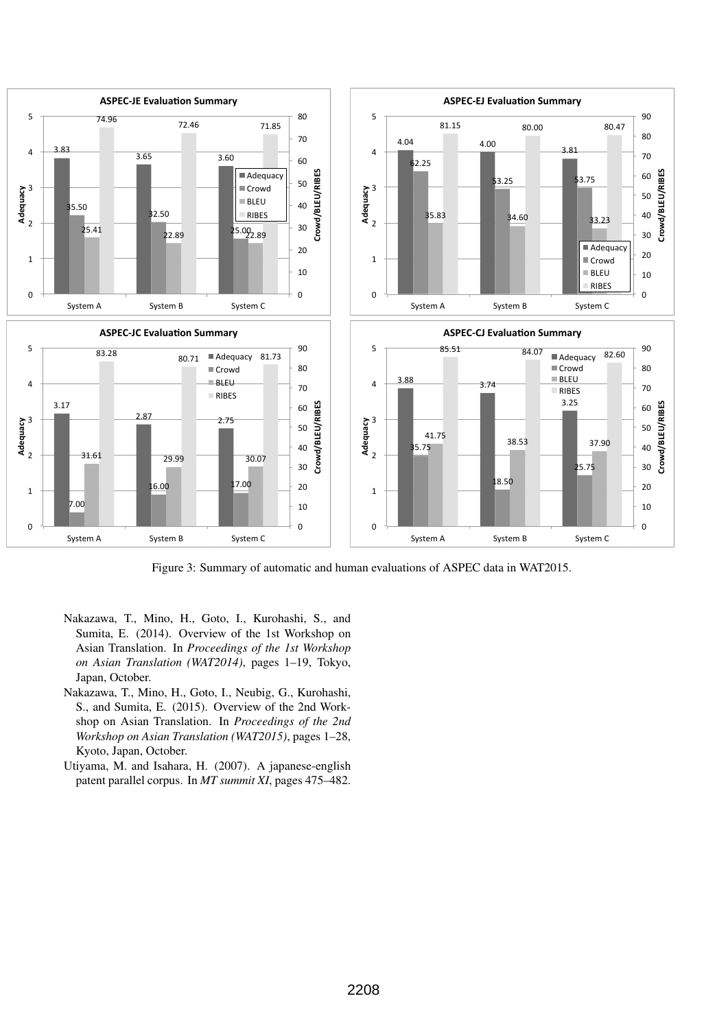ASPEC-JE Evaluation Summary

Adequacy | Crowd/BLEU/RIBES

System A: 3.83, 35.50, 25.41, 74.96
System B: 3.65, 32.50, 22.89, 72.46
System C: 3.60, 25.00, 22.89, 71.85

Adequacy, Crowd, BLEU, RIBES

ASPEC-EJ Evaluation Summary

Adequacy | Crowd/BLEU/RIBES

System A: 4.04, 62.25, 35.83, 81.15
System B: 4.00, 53.25, 34.60, 80.00
System C: 3.81, 53.75, 33.23, 80.47

Adequacy, Crowd, BLEU, RIBES

ASPEC-JC Evaluation Summary

Adequacy | Crowd/BLEU/RIBES

System A: 3.17, 7.00, 31.61, 83.28
System B: 2.87, 16.00, 29.99, 80.71
System C: 2.75, 17.00, 30.07, 81.73

Adequacy, Crowd, BLEU, RIBES

ASPEC-CJ Evaluation Summary

Adequacy | Crowd/BLEU/RIBES

System A: 3.88, 35.75, 41.75, 85.51
System B: 3.74, 18.50, 38.53, 84.07
System C: 3.25, 25.75, 37.90, 82.60

Adequacy, Crowd, BLEU, RIBES

Figure 3: Summary of automatic and human evaluations of ASPEC data in WAT2015.

Nakazawa, T., Mino, H., Goto, I., Kurohashi, S., and Sumita, E. (2014). Overview of the 1st Workshop on Asian Translation. In *Proceedings of the 1st Workshop on Asian Translation (WAT2014)*, pages 1–19, Tokyo, Japan, October.

Nakazawa, T., Mino, H., Goto, I., Neubig, G., Kurohashi, S., and Sumita, E. (2015). Overview of the 2nd Workshop on Asian Translation. In *Proceedings of the 2nd Workshop on Asian Translation (WAT2015)*, pages 1–28, Kyoto, Japan, October.

Utiyama, M. and Isahara, H. (2007). A japanese-english patent parallel corpus. In *MT summit XI*, pages 475–482.